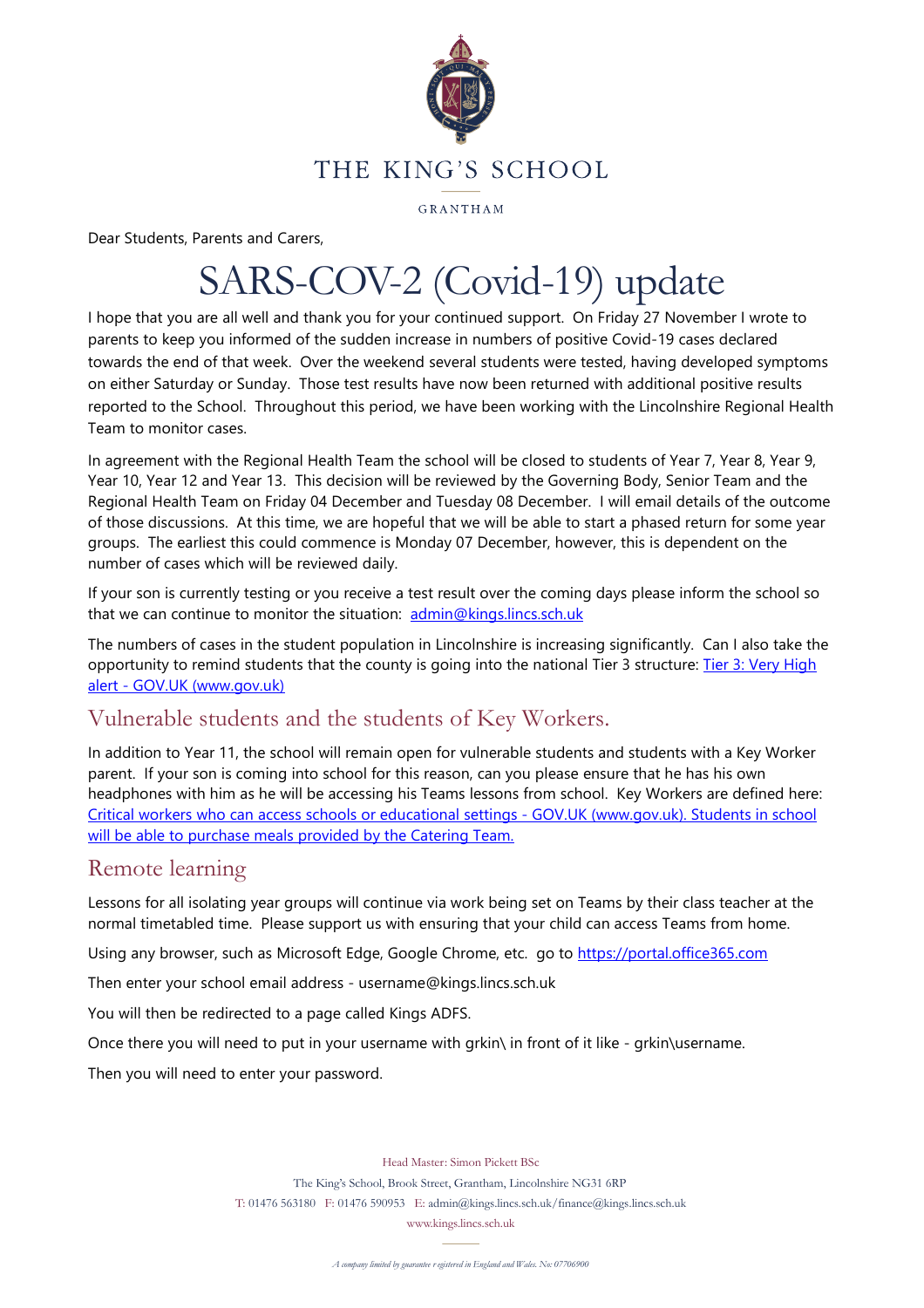THE KING'S SCHOOL

GRANTHAM

Dear Students, Parents and Carers,

# SARS-COV-2 (Covid-19) update

I hope that you are all well and thank you for your continued support. On Friday 27 November I wrote to parents to keep you informed of the sudden increase in numbers of positive Covid-19 cases declared towards the end of that week. Over the weekend several students were tested, having developed symptoms on either Saturday or Sunday. Those test results have now been returned with additional positive results reported to the School. Throughout this period, we have been working with the Lincolnshire Regional Health Team to monitor cases.

In agreement with the Regional Health Team the school will be closed to students of Year 7, Year 8, Year 9, Year 10, Year 12 and Year 13. This decision will be reviewed by the Governing Body, Senior Team and the Regional Health Team on Friday 04 December and Tuesday 08 December. I will email details of the outcome of those discussions. At this time, we are hopeful that we will be able to start a phased return for some year groups. The earliest this could commence is Monday 07 December, however, this is dependent on the number of cases which will be reviewed daily.

If your son is currently testing or you receive a test result over the coming days please inform the school so that we can continue to monitor the situation: [admin@kings.lincs.sch.uk](mailto:admin@kings.lincs.sch.uk)

The numbers of cases in the student population in Lincolnshire is increasing significantly. Can I also take the opportunity to remind students that the county is going into the national Tier 3 structure: [Tier 3: Very High alert - GOV.UK (www.gov.uk)]()

## Vulnerable students and the students of Key Workers.

In addition to Year 11, the school will remain open for vulnerable students and students with a Key Worker parent. If your son is coming into school for this reason, can you please ensure that he has his own headphones with him as he will be accessing his Teams lessons from school. Key Workers are defined here: [Critical workers who can access schools or educational settings - GOV.UK (www.gov.uk). Students in school will be able to purchase meals provided by the Catering Team.]()

## Remote learning

Lessons for all isolating year groups will continue via work being set on Teams by their class teacher at the normal timetabled time. Please support us with ensuring that your child can access Teams from home.

Using any browser, such as Microsoft Edge, Google Chrome, etc. go to [https://portal.office365.com](https://portal.office365.com)

Then enter your school email address - username@kings.lincs.sch.uk

You will then be redirected to a page called Kings ADFS.

Once there you will need to put in your username with grkin\ in front of it like - grkin\username.

Then you will need to enter your password.

Head Master: Simon Pickett BSc

The King's School, Brook Street, Grantham, Lincolnshire NG31 6RP

T: 01476 563180 F: 01476 590953 E: admin@kings.lincs.sch.uk/finance@kings.lincs.sch.uk

www.kings.lincs.sch.uk

*A company limited by guarantee registered in England and Wales. No: 07706900*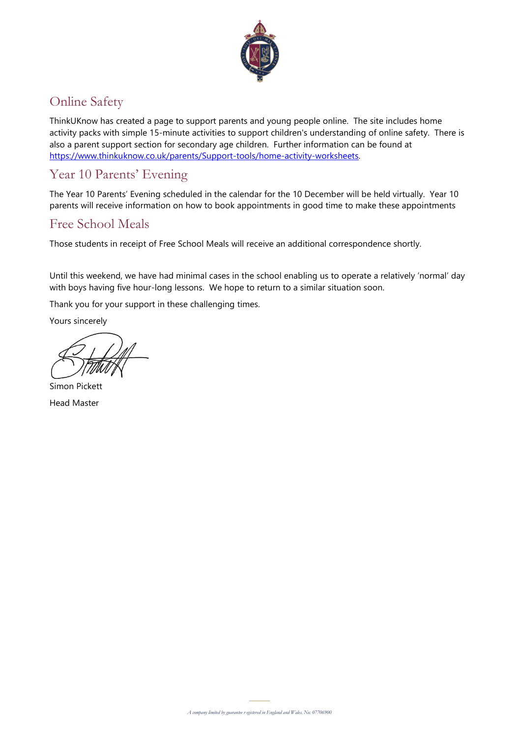## Online Safety

ThinkUKnow has created a page to support parents and young people online. The site includes home activity packs with simple 15-minute activities to support children's understanding of online safety. There is also a parent support section for secondary age children. Further information can be found at https://www.thinkuknow.co.uk/parents/Support-tools/home-activity-worksheets.

## Year 10 Parents' Evening

The Year 10 Parents' Evening scheduled in the calendar for the 10 December will be held virtually. Year 10 parents will receive information on how to book appointments in good time to make these appointments

## Free School Meals

Those students in receipt of Free School Meals will receive an additional correspondence shortly.

Until this weekend, we have had minimal cases in the school enabling us to operate a relatively 'normal' day with boys having five hour-long lessons. We hope to return to a similar situation soon.

Thank you for your support in these challenging times.

Yours sincerely

Simon Pickett

Head Master

*A company limited by guarantee registered in England and Wales. No: 07706900*